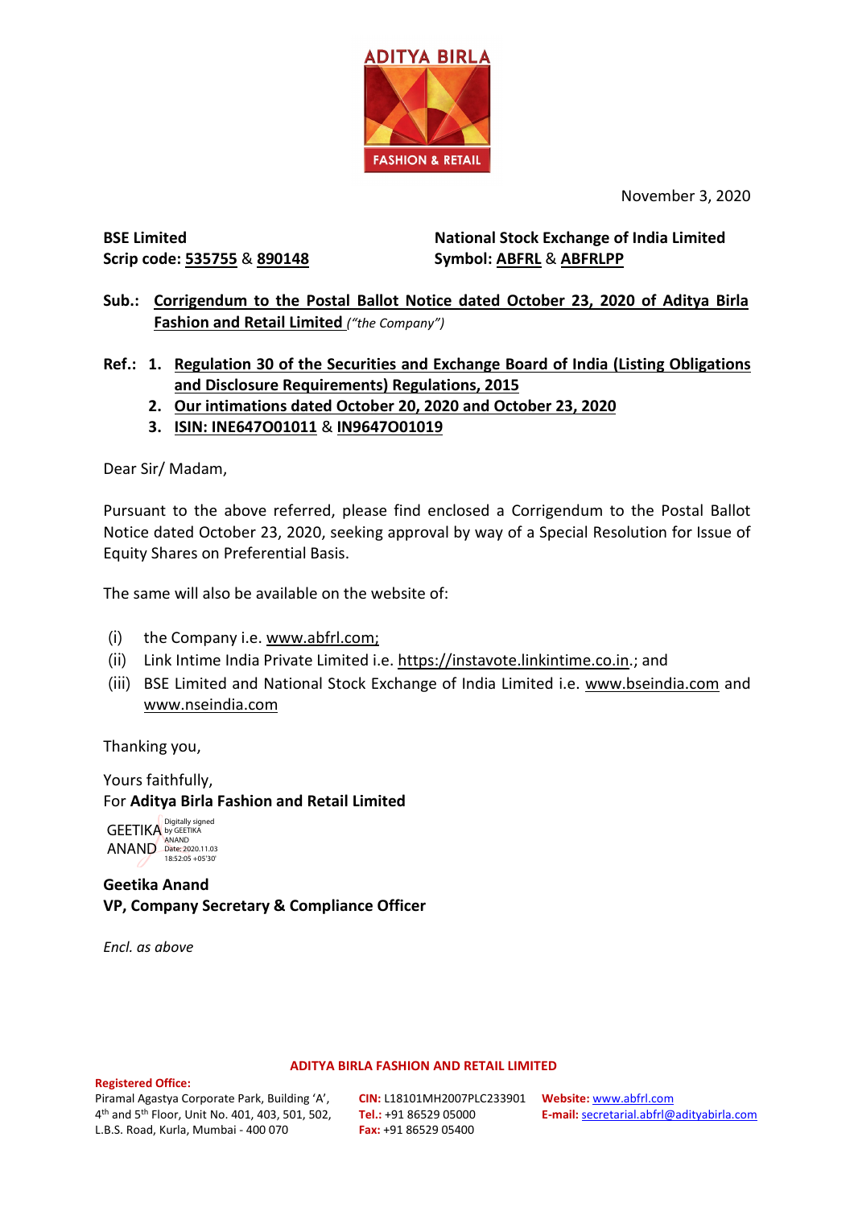November 3, 2020

**BSE Limited**
**Scrip code: 535755 & 890148**

**National Stock Exchange of India Limited**
**Symbol: ABFRL & ABFRLPP**

**Sub.: Corrigendum to the Postal Ballot Notice dated October 23, 2020 of Aditya Birla Fashion and Retail Limited** *("the Company")*

**Ref.:**
1. **Regulation 30 of the Securities and Exchange Board of India (Listing Obligations and Disclosure Requirements) Regulations, 2015**
2. **Our intimations dated October 20, 2020 and October 23, 2020**
3. **ISIN: INE647O01011 & IN9647O01019**

Dear Sir/ Madam,

Pursuant to the above referred, please find enclosed a Corrigendum to the Postal Ballot Notice dated October 23, 2020, seeking approval by way of a Special Resolution for Issue of Equity Shares on Preferential Basis.

The same will also be available on the website of:

(i) the Company i.e. www.abfrl.com;
(ii) Link Intime India Private Limited i.e. https://instavote.linkintime.co.in.; and
(iii) BSE Limited and National Stock Exchange of India Limited i.e. www.bseindia.com and www.nseindia.com

Thanking you,

Yours faithfully,
For **Aditya Birla Fashion and Retail Limited**

GEETIKA ANAND (Digitally signed by GEETIKA ANAND Date: 2020.11.03 18:52:05 +05'30')

**Geetika Anand**
**VP, Company Secretary & Compliance Officer**

*Encl. as above*

**ADITYA BIRLA FASHION AND RETAIL LIMITED**

**Registered Office:**
Piramal Agastya Corporate Park, Building 'A', 4th and 5th Floor, Unit No. 401, 403, 501, 502, L.B.S. Road, Kurla, Mumbai - 400 070

**CIN:** L18101MH2007PLC233901
**Tel.:** +91 86529 05000
**Fax:** +91 86529 05400

**Website:** www.abfrl.com
**E-mail:** secretarial.abfrl@adityabirla.com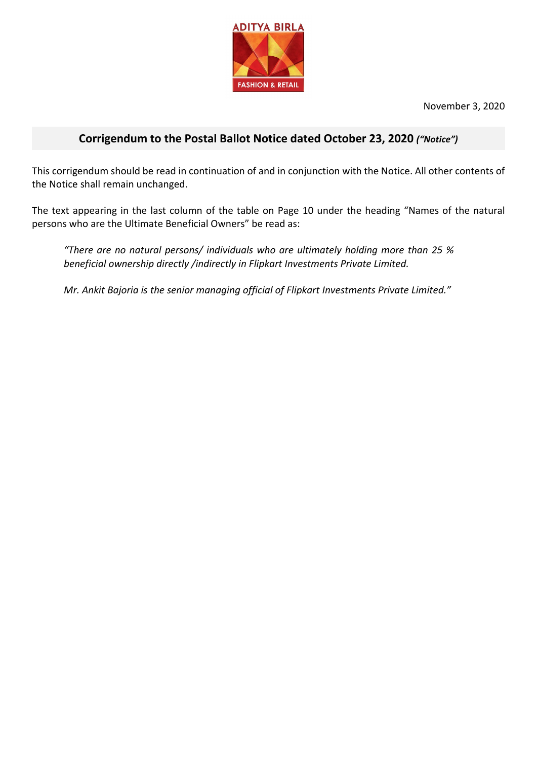ADITYA BIRLA

FASHION & RETAIL

November 3, 2020

## Corrigendum to the Postal Ballot Notice dated October 23, 2020 *("Notice")*

This corrigendum should be read in continuation of and in conjunction with the Notice. All other contents of the Notice shall remain unchanged.

The text appearing in the last column of the table on Page 10 under the heading "Names of the natural persons who are the Ultimate Beneficial Owners" be read as:

> *"There are no natural persons/ individuals who are ultimately holding more than 25 % beneficial ownership directly /indirectly in Flipkart Investments Private Limited.*
>
> *Mr. Ankit Bajoria is the senior managing official of Flipkart Investments Private Limited."*